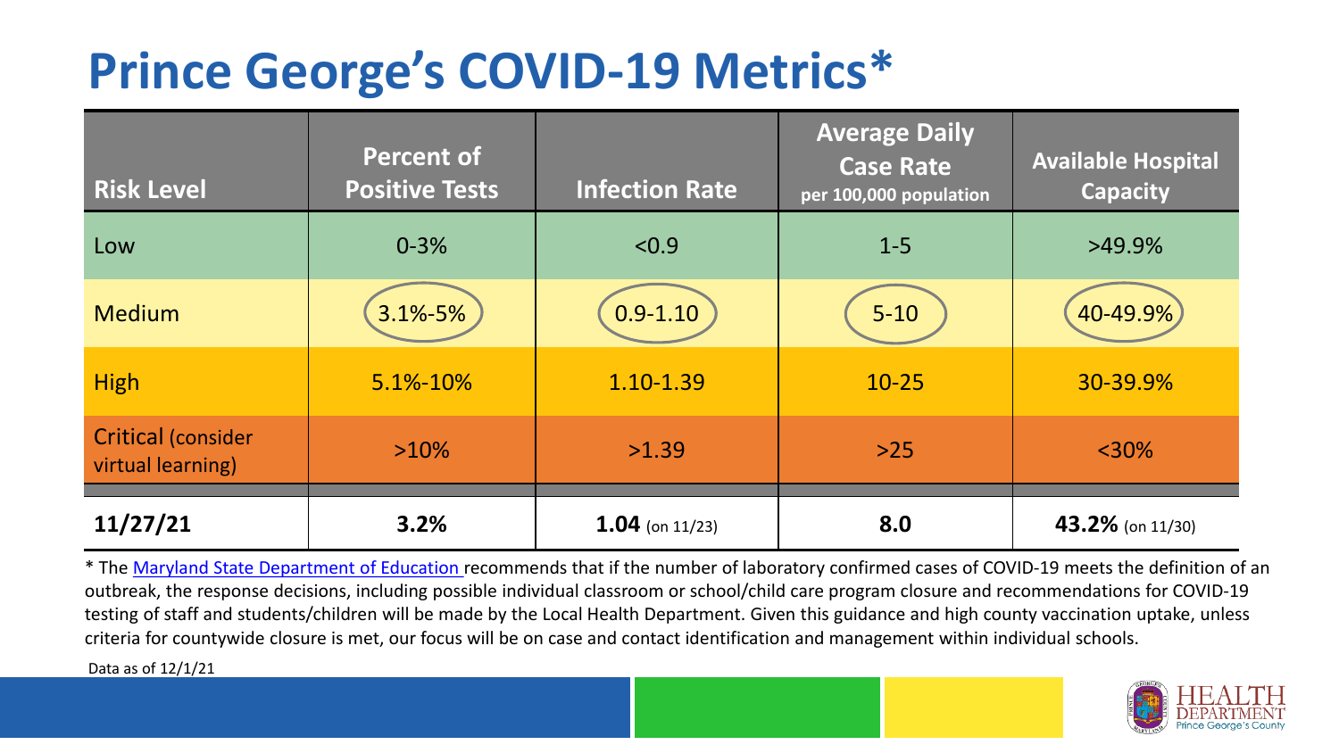# Prince George's COVID-19 Metrics*

| Risk Level | Percent of Positive Tests | Infection Rate | Average Daily Case Rate per 100,000 population | Available Hospital Capacity |
|---|---|---|---|---|
| Low | 0-3% | <0.9 | 1-5 | >49.9% |
| Medium | 3.1%-5% | 0.9-1.10 | 5-10 | 40-49.9% |
| High | 5.1%-10% | 1.10-1.39 | 10-25 | 30-39.9% |
| Critical (consider virtual learning) | >10% | >1.39 | >25 | <30% |
| **11/27/21** | **3.2%** | **1.04** (on 11/23) | **8.0** | **43.2%** (on 11/30) |

* The Maryland State Department of Education recommends that if the number of laboratory confirmed cases of COVID-19 meets the definition of an outbreak, the response decisions, including possible individual classroom or school/child care program closure and recommendations for COVID-19 testing of staff and students/children will be made by the Local Health Department. Given this guidance and high county vaccination uptake, unless criteria for countywide closure is met, our focus will be on case and contact identification and management within individual schools.

Data as of 12/1/21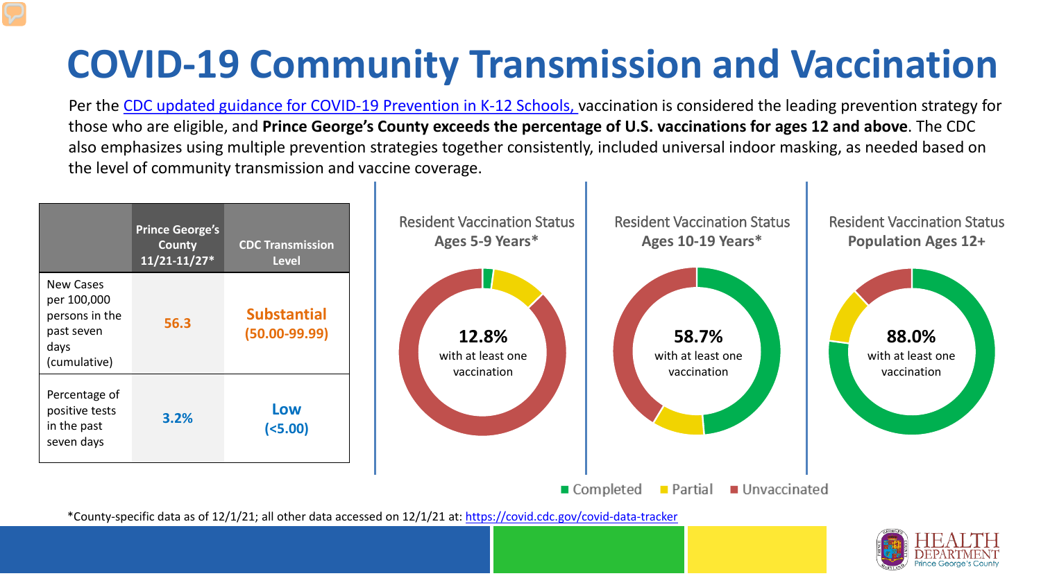# COVID-19 Community Transmission and Vaccination

Per the CDC updated guidance for COVID-19 Prevention in K-12 Schools, vaccination is considered the leading prevention strategy for those who are eligible, and **Prince George's County exceeds the percentage of U.S. vaccinations for ages 12 and above**. The CDC also emphasizes using multiple prevention strategies together consistently, included universal indoor masking, as needed based on the level of community transmission and vaccine coverage.

| | Prince George's County 11/21-11/27* | CDC Transmission Level |
|---|---|---|
| New Cases per 100,000 persons in the past seven days (cumulative) | 56.3 | Substantial (50.00-99.99) |
| Percentage of positive tests in the past seven days | 3.2% | Low (<5.00) |

Resident Vaccination Status
**Ages 5-9 Years***

**12.8%** with at least one vaccination

Resident Vaccination Status
**Ages 10-19 Years***

**58.7%** with at least one vaccination

Resident Vaccination Status
**Population Ages 12+**

**88.0%** with at least one vaccination

Completed  Partial  Unvaccinated

*County-specific data as of 12/1/21; all other data accessed on 12/1/21 at: https://covid.cdc.gov/covid-data-tracker

HEALTH DEPARTMENT Prince George's County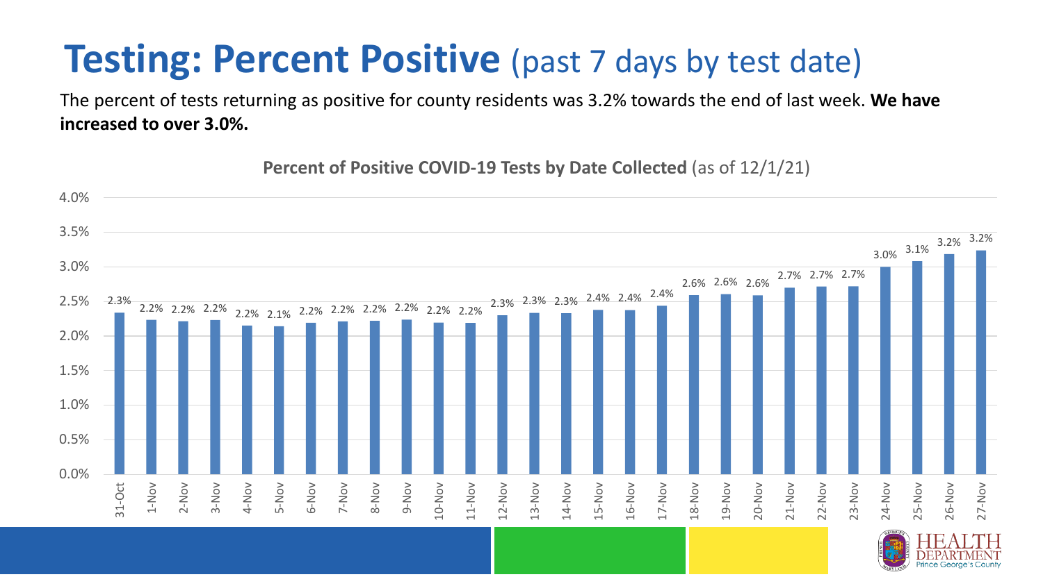# Testing: Percent Positive (past 7 days by test date)

The percent of tests returning as positive for county residents was 3.2% towards the end of last week. **We have increased to over 3.0%.**

**Percent of Positive COVID-19 Tests by Date Collected** (as of 12/1/21)

| Date | Percent Positive |
| --- | --- |
| 31-Oct | 2.3% |
| 1-Nov | 2.2% |
| 2-Nov | 2.2% |
| 3-Nov | 2.2% |
| 4-Nov | 2.2% |
| 5-Nov | 2.1% |
| 6-Nov | 2.2% |
| 7-Nov | 2.2% |
| 8-Nov | 2.2% |
| 9-Nov | 2.2% |
| 10-Nov | 2.2% |
| 11-Nov | 2.2% |
| 12-Nov | 2.3% |
| 13-Nov | 2.3% |
| 14-Nov | 2.3% |
| 15-Nov | 2.4% |
| 16-Nov | 2.4% |
| 17-Nov | 2.4% |
| 18-Nov | 2.6% |
| 19-Nov | 2.6% |
| 20-Nov | 2.6% |
| 21-Nov | 2.7% |
| 22-Nov | 2.7% |
| 23-Nov | 2.7% |
| 24-Nov | 3.0% |
| 25-Nov | 3.1% |
| 26-Nov | 3.2% |
| 27-Nov | 3.2% |

HEALTH DEPARTMENT Prince George's County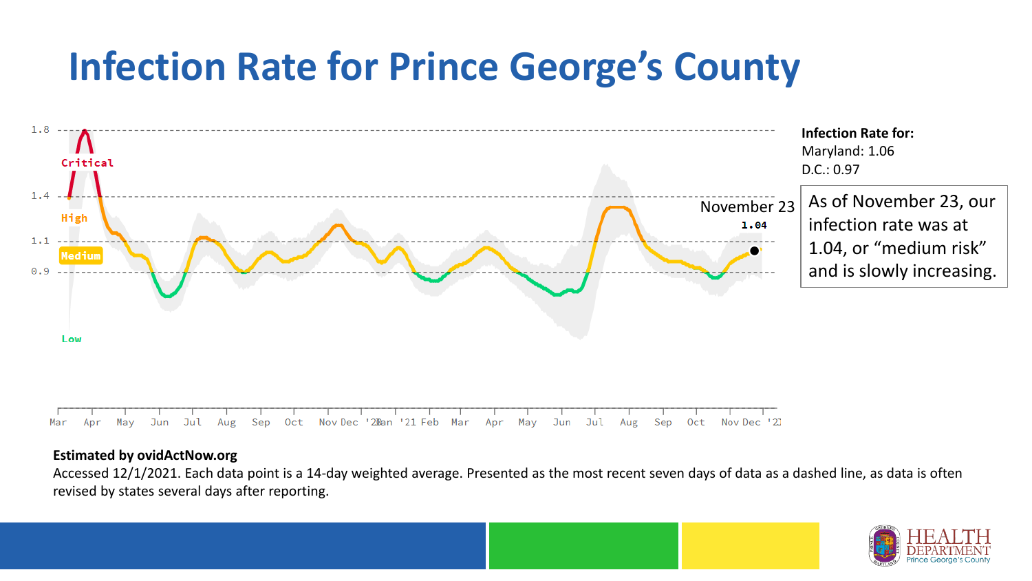# Infection Rate for Prince George's County

Infection Rate for:

Maryland: 1.06

D.C.: 0.97

As of November 23, our infection rate was at 1.04, or "medium risk" and is slowly increasing.

**Estimated by ovidActNow.org**

Accessed 12/1/2021. Each data point is a 14-day weighted average. Presented as the most recent seven days of data as a dashed line, as data is often revised by states several days after reporting.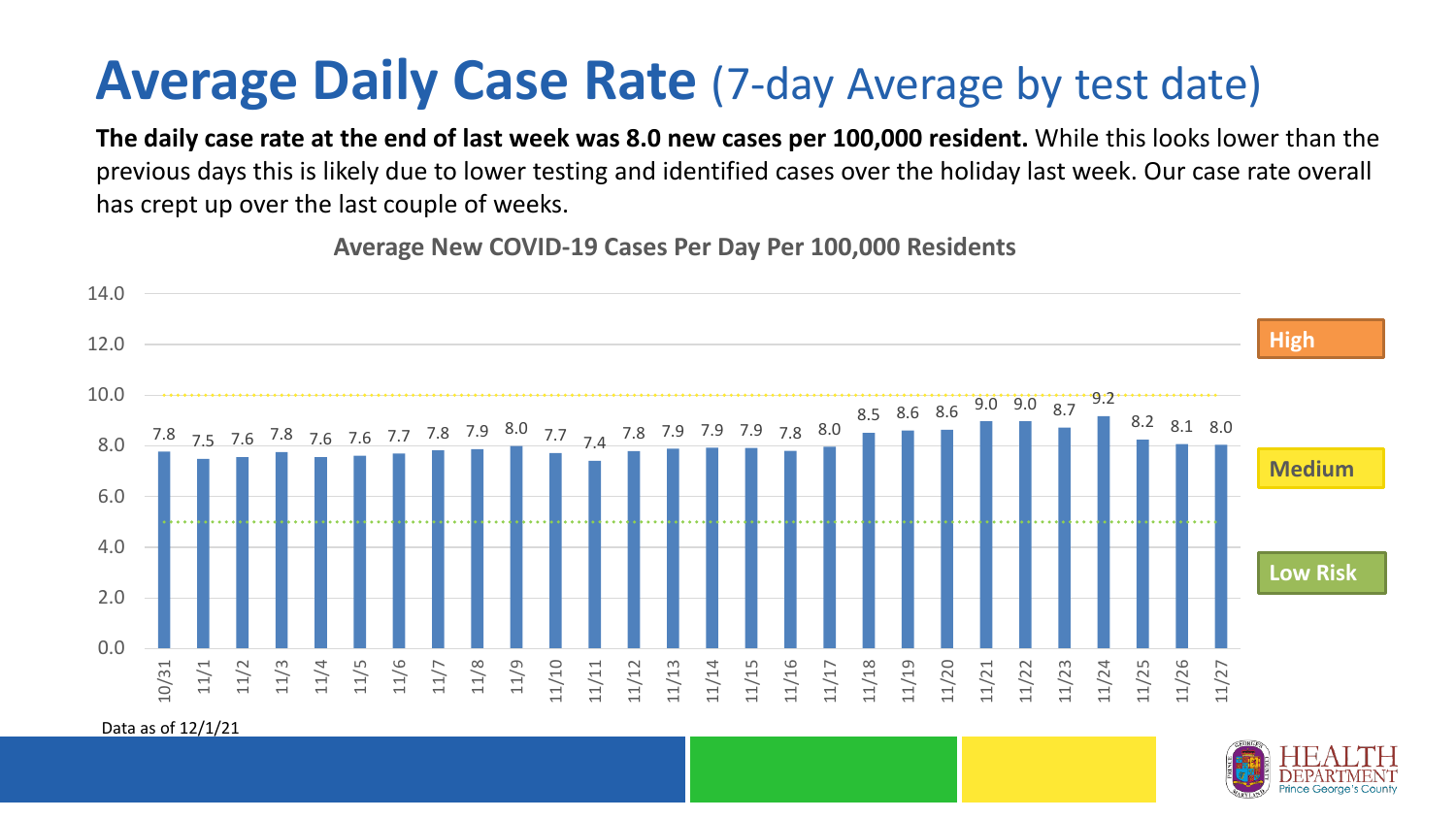# Average Daily Case Rate (7-day Average by test date)

**The daily case rate at the end of last week was 8.0 new cases per 100,000 resident.** While this looks lower than the previous days this is likely due to lower testing and identified cases over the holiday last week. Our case rate overall has crept up over the last couple of weeks.

**Average New COVID-19 Cases Per Day Per 100,000 Residents**

| Date | Cases per 100,000 |
|---|---|
| 10/31 | 7.8 |
| 11/1 | 7.5 |
| 11/2 | 7.6 |
| 11/3 | 7.8 |
| 11/4 | 7.6 |
| 11/5 | 7.6 |
| 11/6 | 7.7 |
| 11/7 | 7.8 |
| 11/8 | 7.9 |
| 11/9 | 8.0 |
| 11/10 | 7.7 |
| 11/11 | 7.4 |
| 11/12 | 7.8 |
| 11/13 | 7.9 |
| 11/14 | 7.9 |
| 11/15 | 7.9 |
| 11/16 | 7.8 |
| 11/17 | 8.0 |
| 11/18 | 8.5 |
| 11/19 | 8.6 |
| 11/20 | 8.6 |
| 11/21 | 9.0 |
| 11/22 | 9.0 |
| 11/23 | 8.7 |
| 11/24 | 9.2 |
| 11/25 | 8.2 |
| 11/26 | 8.1 |
| 11/27 | 8.0 |

High

Medium

Low Risk

Data as of 12/1/21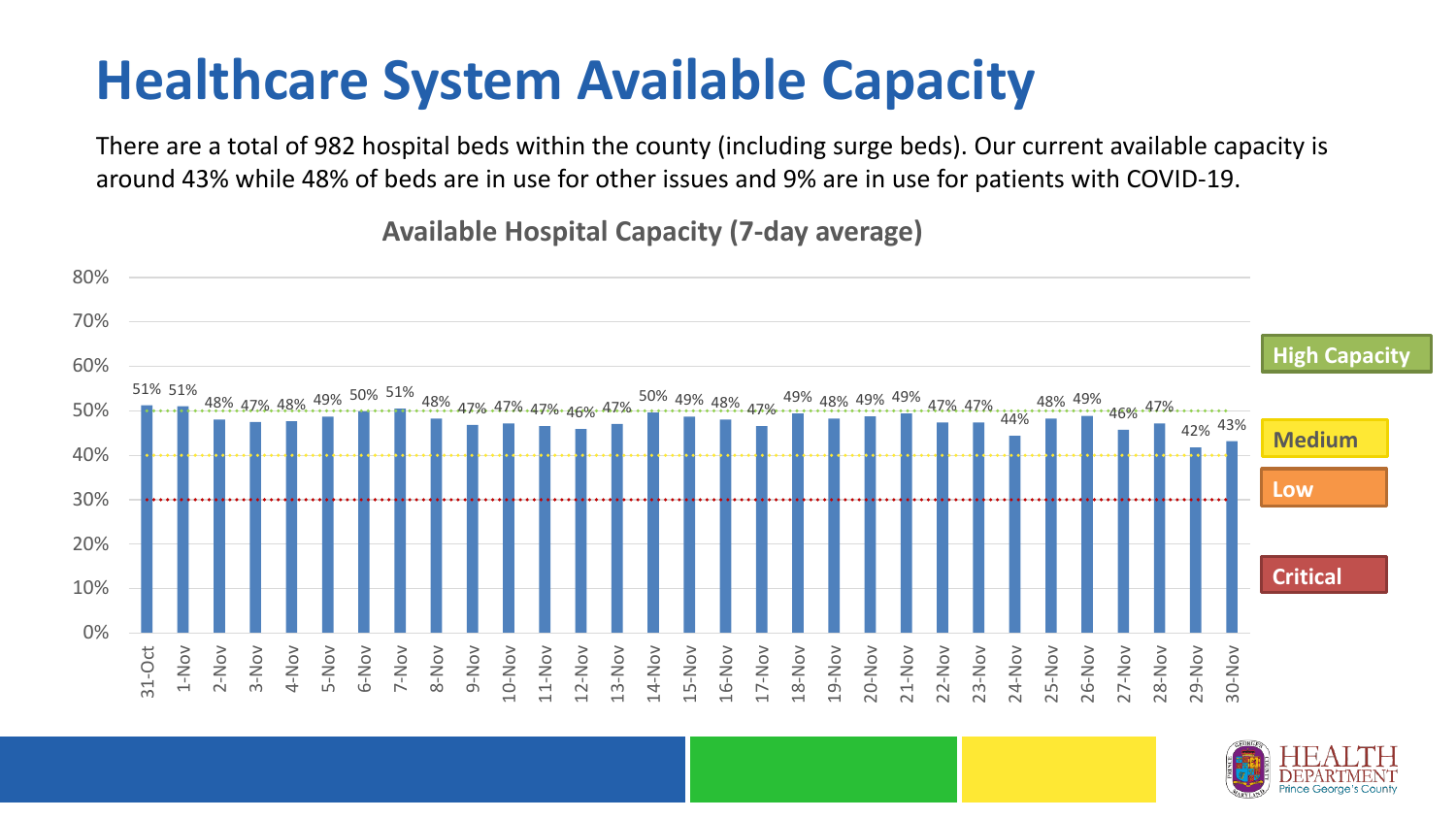# Healthcare System Available Capacity

There are a total of 982 hospital beds within the county (including surge beds). Our current available capacity is around 43% while 48% of beds are in use for other issues and 9% are in use for patients with COVID-19.

**Available Hospital Capacity (7-day average)**

80%
70%
60%
50%
40%
30%
20%
10%
0%

51% 51% 48% 47% 48% 49% 50% 51% 48% 47% 47% 47% 46% 47% 50% 49% 48% 47% 49% 48% 49% 49% 47% 47% 44% 48% 49% 46% 47% 42% 43%

31-Oct 1-Nov 2-Nov 3-Nov 4-Nov 5-Nov 6-Nov 7-Nov 8-Nov 9-Nov 10-Nov 11-Nov 12-Nov 13-Nov 14-Nov 15-Nov 16-Nov 17-Nov 18-Nov 19-Nov 20-Nov 21-Nov 22-Nov 23-Nov 24-Nov 25-Nov 26-Nov 27-Nov 28-Nov 29-Nov 30-Nov

High Capacity
Medium
Low
Critical

HEALTH DEPARTMENT
Prince George's County